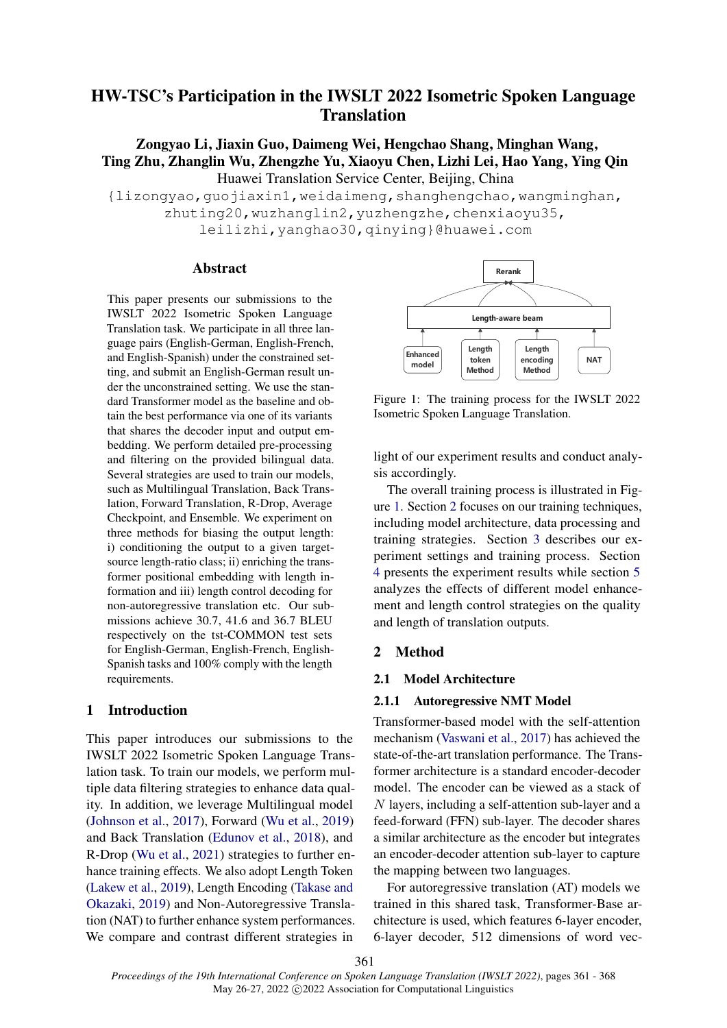# HW-TSC's Participation in the IWSLT 2022 Isometric Spoken Language Translation

**Zongyao Li, Jiaxin Guo, Daimeng Wei, Hengchao Shang, Minghan Wang, Ting Zhu, Zhanglin Wu, Zhengzhe Yu, Xiaoyu Chen, Lizhi Lei, Hao Yang, Ying Qin**

Huawei Translation Service Center, Beijing, China

{lizongyao,guojiaxin1,weidaimeng,shanghengchao,wangminghan, zhuting20,wuzhanglin2,yuzhengzhe,chenxiaoyu35, leilizhi,yanghao30,qinying}@huawei.com

## Abstract

This paper presents our submissions to the IWSLT 2022 Isometric Spoken Language Translation task. We participate in all three language pairs (English-German, English-French, and English-Spanish) under the constrained setting, and submit an English-German result under the unconstrained setting. We use the standard Transformer model as the baseline and obtain the best performance via one of its variants that shares the decoder input and output embedding. We perform detailed pre-processing and filtering on the provided bilingual data. Several strategies are used to train our models, such as Multilingual Translation, Back Translation, Forward Translation, R-Drop, Average Checkpoint, and Ensemble. We experiment on three methods for biasing the output length: i) conditioning the output to a given target-source length-ratio class; ii) enriching the transformer positional embedding with length information and iii) length control decoding for non-autoregressive translation etc. Our submissions achieve 30.7, 41.6 and 36.7 BLEU respectively on the tst-COMMON test sets for English-German, English-French, English-Spanish tasks and 100% comply with the length requirements.

## 1 Introduction

This paper introduces our submissions to the IWSLT 2022 Isometric Spoken Language Translation task. To train our models, we perform multiple data filtering strategies to enhance data quality. In addition, we leverage Multilingual model (Johnson et al., 2017), Forward (Wu et al., 2019) and Back Translation (Edunov et al., 2018), and R-Drop (Wu et al., 2021) strategies to further enhance training effects. We also adopt Length Token (Lakew et al., 2019), Length Encoding (Takase and Okazaki, 2019) and Non-Autoregressive Translation (NAT) to further enhance system performances. We compare and contrast different strategies in light of our experiment results and conduct analysis accordingly.

Figure 1: The training process for the IWSLT 2022 Isometric Spoken Language Translation.

The overall training process is illustrated in Figure 1. Section 2 focuses on our training techniques, including model architecture, data processing and training strategies. Section 3 describes our experiment settings and training process. Section 4 presents the experiment results while section 5 analyzes the effects of different model enhancement and length control strategies on the quality and length of translation outputs.

## 2 Method

### 2.1 Model Architecture

#### 2.1.1 Autoregressive NMT Model

Transformer-based model with the self-attention mechanism (Vaswani et al., 2017) has achieved the state-of-the-art translation performance. The Transformer architecture is a standard encoder-decoder model. The encoder can be viewed as a stack of $N$ layers, including a self-attention sub-layer and a feed-forward (FFN) sub-layer. The decoder shares a similar architecture as the encoder but integrates an encoder-decoder attention sub-layer to capture the mapping between two languages.

For autoregressive translation (AT) models we trained in this shared task, Transformer-Base architecture is used, which features 6-layer encoder, 6-layer decoder, 512 dimensions of word vec-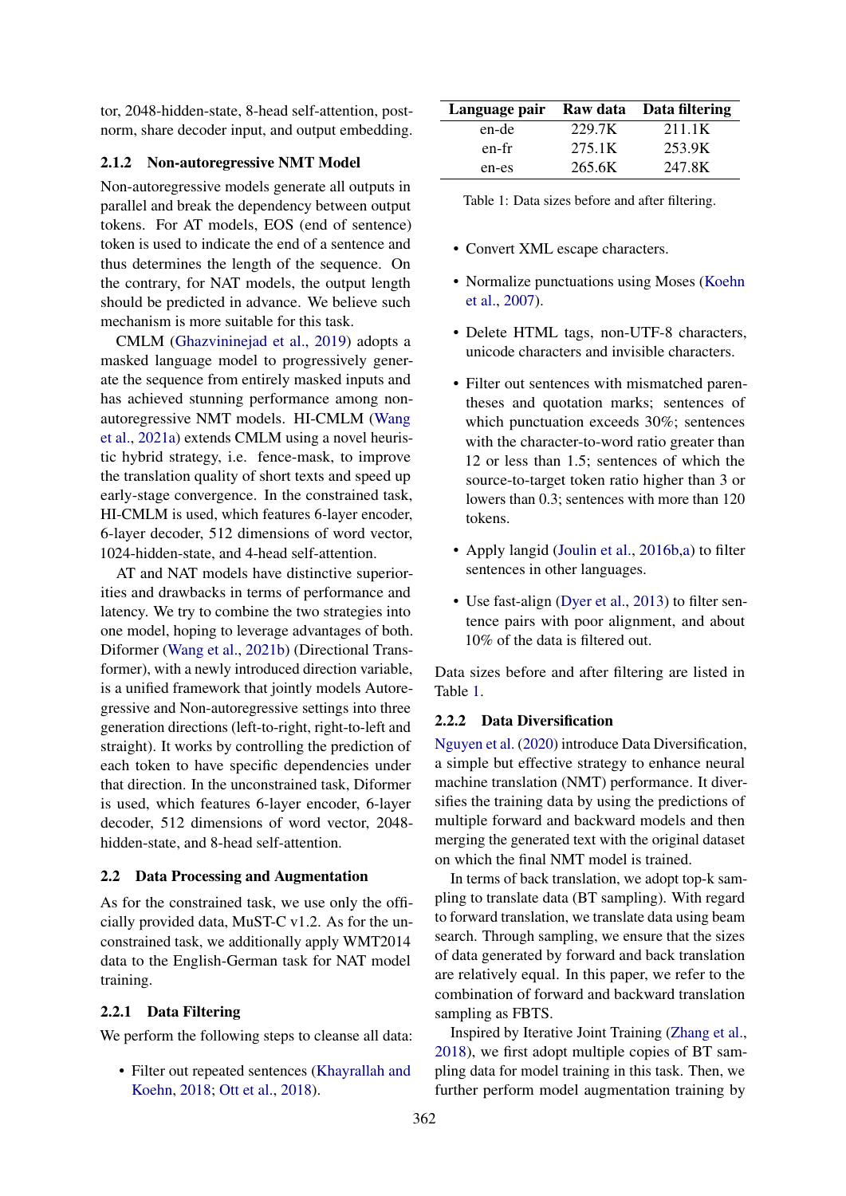tor, 2048-hidden-state, 8-head self-attention, post-norm, share decoder input, and output embedding.

### 2.1.2 Non-autoregressive NMT Model

Non-autoregressive models generate all outputs in parallel and break the dependency between output tokens. For AT models, EOS (end of sentence) token is used to indicate the end of a sentence and thus determines the length of the sequence. On the contrary, for NAT models, the output length should be predicted in advance. We believe such mechanism is more suitable for this task.

CMLM (Ghazvininejad et al., 2019) adopts a masked language model to progressively generate the sequence from entirely masked inputs and has achieved stunning performance among non-autoregressive NMT models. HI-CMLM (Wang et al., 2021a) extends CMLM using a novel heuristic hybrid strategy, i.e. fence-mask, to improve the translation quality of short texts and speed up early-stage convergence. In the constrained task, HI-CMLM is used, which features 6-layer encoder, 6-layer decoder, 512 dimensions of word vector, 1024-hidden-state, and 4-head self-attention.

AT and NAT models have distinctive superiorities and drawbacks in terms of performance and latency. We try to combine the two strategies into one model, hoping to leverage advantages of both. Diformer (Wang et al., 2021b) (Directional Transformer), with a newly introduced direction variable, is a unified framework that jointly models Autoregressive and Non-autoregressive settings into three generation directions (left-to-right, right-to-left and straight). It works by controlling the prediction of each token to have specific dependencies under that direction. In the unconstrained task, Diformer is used, which features 6-layer encoder, 6-layer decoder, 512 dimensions of word vector, 2048-hidden-state, and 8-head self-attention.

## 2.2 Data Processing and Augmentation

As for the constrained task, we use only the officially provided data, MuST-C v1.2. As for the unconstrained task, we additionally apply WMT2014 data to the English-German task for NAT model training.

### 2.2.1 Data Filtering

We perform the following steps to cleanse all data:

- Filter out repeated sentences (Khayrallah and Koehn, 2018; Ott et al., 2018).
- Convert XML escape characters.
- Normalize punctuations using Moses (Koehn et al., 2007).
- Delete HTML tags, non-UTF-8 characters, unicode characters and invisible characters.
- Filter out sentences with mismatched parentheses and quotation marks; sentences of which punctuation exceeds 30%; sentences with the character-to-word ratio greater than 12 or less than 1.5; sentences of which the source-to-target token ratio higher than 3 or lowers than 0.3; sentences with more than 120 tokens.
- Apply langid (Joulin et al., 2016b,a) to filter sentences in other languages.
- Use fast-align (Dyer et al., 2013) to filter sentence pairs with poor alignment, and about 10% of the data is filtered out.

| Language pair | Raw data | Data filtering |
|---|---|---|
| en-de | 229.7K | 211.1K |
| en-fr | 275.1K | 253.9K |
| en-es | 265.6K | 247.8K |

Table 1: Data sizes before and after filtering.

Data sizes before and after filtering are listed in Table 1.

### 2.2.2 Data Diversification

Nguyen et al. (2020) introduce Data Diversification, a simple but effective strategy to enhance neural machine translation (NMT) performance. It diversifies the training data by using the predictions of multiple forward and backward models and then merging the generated text with the original dataset on which the final NMT model is trained.

In terms of back translation, we adopt top-k sampling to translate data (BT sampling). With regard to forward translation, we translate data using beam search. Through sampling, we ensure that the sizes of data generated by forward and back translation are relatively equal. In this paper, we refer to the combination of forward and backward translation sampling as FBTS.

Inspired by Iterative Joint Training (Zhang et al., 2018), we first adopt multiple copies of BT sampling data for model training in this task. Then, we further perform model augmentation training by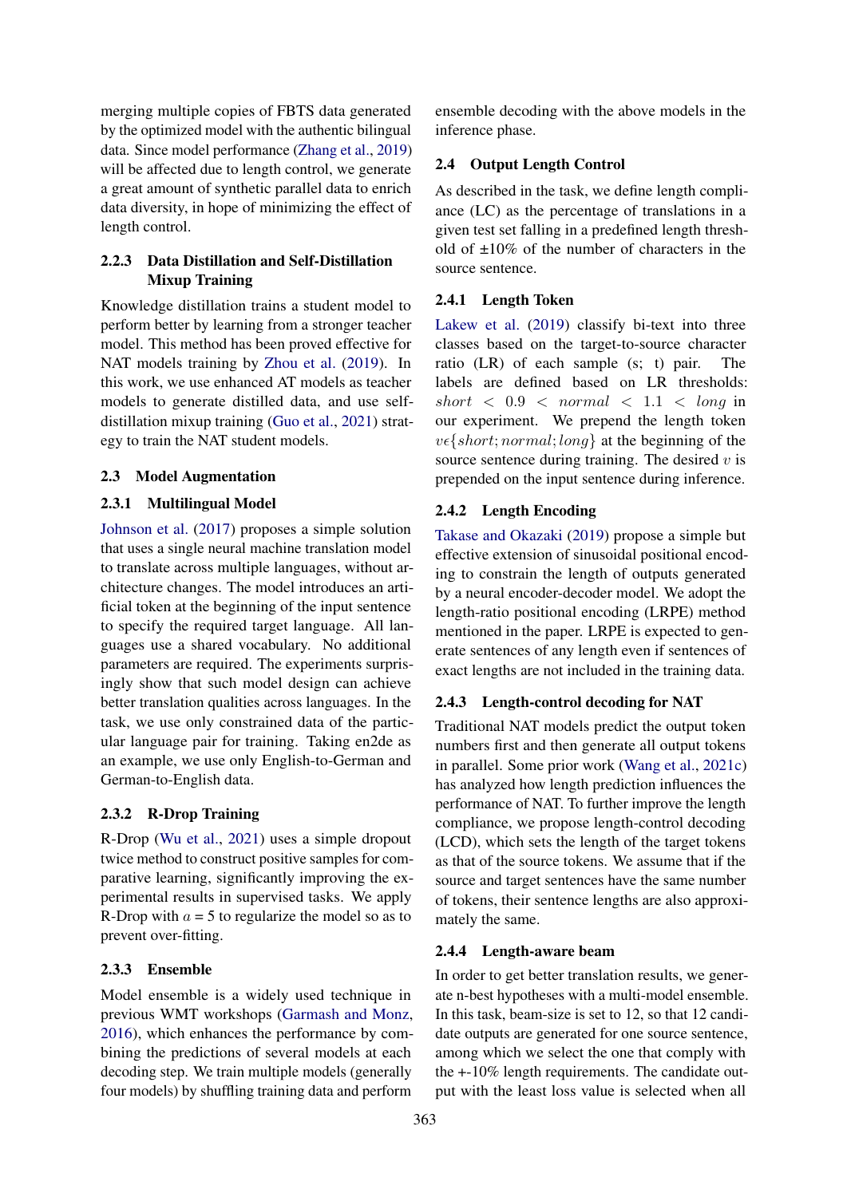merging multiple copies of FBTS data generated by the optimized model with the authentic bilingual data. Since model performance (Zhang et al., 2019) will be affected due to length control, we generate a great amount of synthetic parallel data to enrich data diversity, in hope of minimizing the effect of length control.

#### 2.2.3 Data Distillation and Self-Distillation Mixup Training

Knowledge distillation trains a student model to perform better by learning from a stronger teacher model. This method has been proved effective for NAT models training by Zhou et al. (2019). In this work, we use enhanced AT models as teacher models to generate distilled data, and use self-distillation mixup training (Guo et al., 2021) strategy to train the NAT student models.

### 2.3 Model Augmentation

#### 2.3.1 Multilingual Model

Johnson et al. (2017) proposes a simple solution that uses a single neural machine translation model to translate across multiple languages, without architecture changes. The model introduces an artificial token at the beginning of the input sentence to specify the required target language. All languages use a shared vocabulary. No additional parameters are required. The experiments surprisingly show that such model design can achieve better translation qualities across languages. In the task, we use only constrained data of the particular language pair for training. Taking en2de as an example, we use only English-to-German and German-to-English data.

#### 2.3.2 R-Drop Training

R-Drop (Wu et al., 2021) uses a simple dropout twice method to construct positive samples for comparative learning, significantly improving the experimental results in supervised tasks. We apply R-Drop with $a = 5$ to regularize the model so as to prevent over-fitting.

#### 2.3.3 Ensemble

Model ensemble is a widely used technique in previous WMT workshops (Garmash and Monz, 2016), which enhances the performance by combining the predictions of several models at each decoding step. We train multiple models (generally four models) by shuffling training data and perform ensemble decoding with the above models in the inference phase.

### 2.4 Output Length Control

As described in the task, we define length compliance (LC) as the percentage of translations in a given test set falling in a predefined length threshold of ±10% of the number of characters in the source sentence.

#### 2.4.1 Length Token

Lakew et al. (2019) classify bi-text into three classes based on the target-to-source character ratio (LR) of each sample (s; t) pair. The labels are defined based on LR thresholds: $short < 0.9 < normal < 1.1 < long$ in our experiment. We prepend the length token $v\epsilon\{short; normal; long\}$ at the beginning of the source sentence during training. The desired $v$ is prepended on the input sentence during inference.

#### 2.4.2 Length Encoding

Takase and Okazaki (2019) propose a simple but effective extension of sinusoidal positional encoding to constrain the length of outputs generated by a neural encoder-decoder model. We adopt the length-ratio positional encoding (LRPE) method mentioned in the paper. LRPE is expected to generate sentences of any length even if sentences of exact lengths are not included in the training data.

#### 2.4.3 Length-control decoding for NAT

Traditional NAT models predict the output token numbers first and then generate all output tokens in parallel. Some prior work (Wang et al., 2021c) has analyzed how length prediction influences the performance of NAT. To further improve the length compliance, we propose length-control decoding (LCD), which sets the length of the target tokens as that of the source tokens. We assume that if the source and target sentences have the same number of tokens, their sentence lengths are also approximately the same.

#### 2.4.4 Length-aware beam

In order to get better translation results, we generate n-best hypotheses with a multi-model ensemble. In this task, beam-size is set to 12, so that 12 candidate outputs are generated for one source sentence, among which we select the one that comply with the +-10% length requirements. The candidate output with the least loss value is selected when all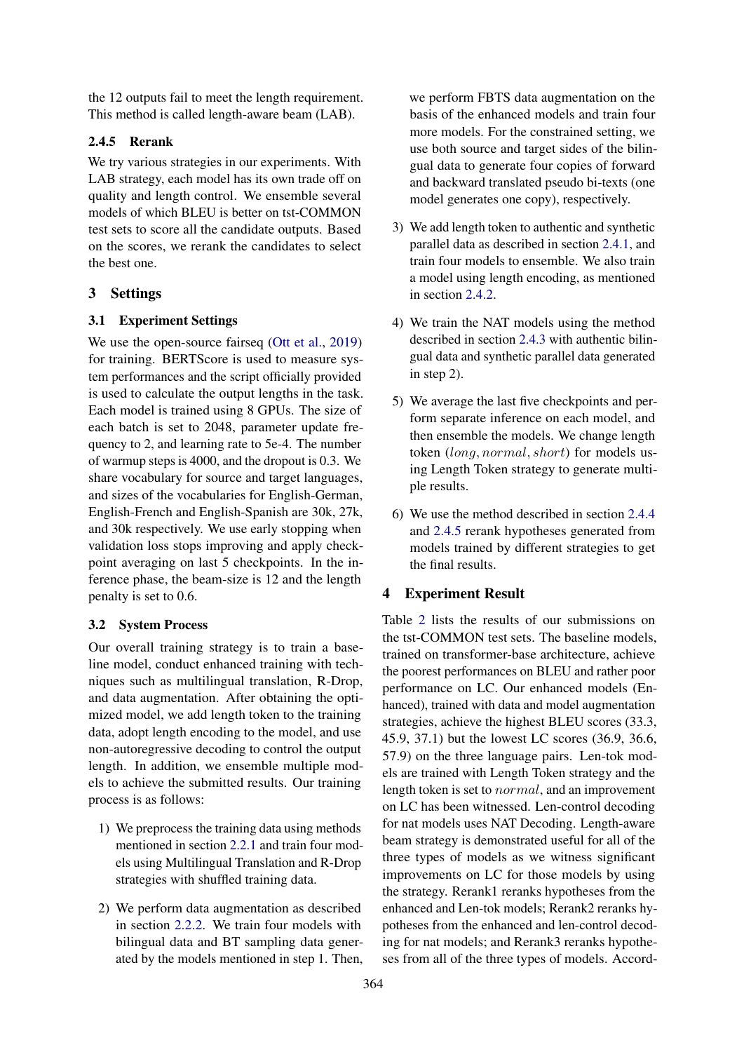the 12 outputs fail to meet the length requirement. This method is called length-aware beam (LAB).

#### 2.4.5 Rerank

We try various strategies in our experiments. With LAB strategy, each model has its own trade off on quality and length control. We ensemble several models of which BLEU is better on tst-COMMON test sets to score all the candidate outputs. Based on the scores, we rerank the candidates to select the best one.

## 3 Settings

### 3.1 Experiment Settings

We use the open-source fairseq (Ott et al., 2019) for training. BERTScore is used to measure system performances and the script officially provided is used to calculate the output lengths in the task. Each model is trained using 8 GPUs. The size of each batch is set to 2048, parameter update frequency to 2, and learning rate to 5e-4. The number of warmup steps is 4000, and the dropout is 0.3. We share vocabulary for source and target languages, and sizes of the vocabularies for English-German, English-French and English-Spanish are 30k, 27k, and 30k respectively. We use early stopping when validation loss stops improving and apply checkpoint averaging on last 5 checkpoints. In the inference phase, the beam-size is 12 and the length penalty is set to 0.6.

### 3.2 System Process

Our overall training strategy is to train a baseline model, conduct enhanced training with techniques such as multilingual translation, R-Drop, and data augmentation. After obtaining the optimized model, we add length token to the training data, adopt length encoding to the model, and use non-autoregressive decoding to control the output length. In addition, we ensemble multiple models to achieve the submitted results. Our training process is as follows:

1) We preprocess the training data using methods mentioned in section 2.2.1 and train four models using Multilingual Translation and R-Drop strategies with shuffled training data.

2) We perform data augmentation as described in section 2.2.2. We train four models with bilingual data and BT sampling data generated by the models mentioned in step 1. Then, we perform FBTS data augmentation on the basis of the enhanced models and train four more models. For the constrained setting, we use both source and target sides of the bilingual data to generate four copies of forward and backward translated pseudo bi-texts (one model generates one copy), respectively.

3) We add length token to authentic and synthetic parallel data as described in section 2.4.1, and train four models to ensemble. We also train a model using length encoding, as mentioned in section 2.4.2.

4) We train the NAT models using the method described in section 2.4.3 with authentic bilingual data and synthetic parallel data generated in step 2).

5) We average the last five checkpoints and perform separate inference on each model, and then ensemble the models. We change length token ($long, normal, short$) for models using Length Token strategy to generate multiple results.

6) We use the method described in section 2.4.4 and 2.4.5 rerank hypotheses generated from models trained by different strategies to get the final results.

## 4 Experiment Result

Table 2 lists the results of our submissions on the tst-COMMON test sets. The baseline models, trained on transformer-base architecture, achieve the poorest performances on BLEU and rather poor performance on LC. Our enhanced models (Enhanced), trained with data and model augmentation strategies, achieve the highest BLEU scores (33.3, 45.9, 37.1) but the lowest LC scores (36.9, 36.6, 57.9) on the three language pairs. Len-tok models are trained with Length Token strategy and the length token is set to $normal$, and an improvement on LC has been witnessed. Len-control decoding for nat models uses NAT Decoding. Length-aware beam strategy is demonstrated useful for all of the three types of models as we witness significant improvements on LC for those models by using the strategy. Rerank1 reranks hypotheses from the enhanced and Len-tok models; Rerank2 reranks hypotheses from the enhanced and len-control decoding for nat models; and Rerank3 reranks hypotheses from all of the three types of models. Accord-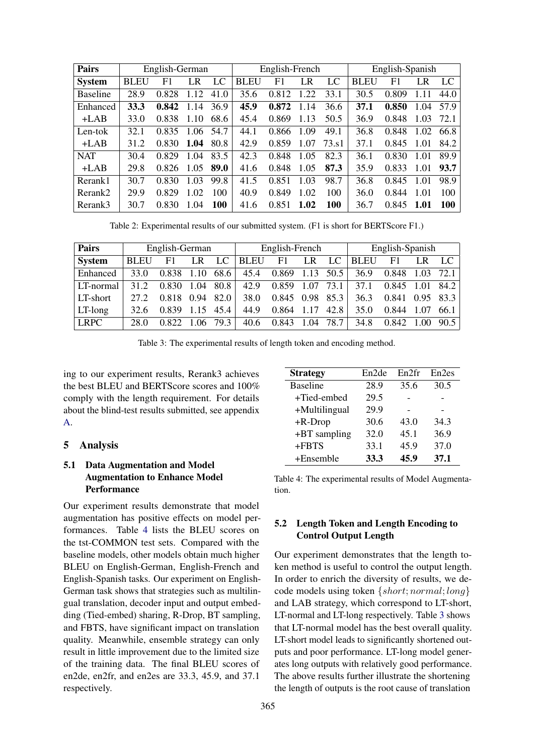| Pairs | English-German | | | | English-French | | | | English-Spanish | | | |
|---|---|---|---|---|---|---|---|---|---|---|---|---|
| **System** | BLEU | F1 | LR | LC | BLEU | F1 | LR | LC | BLEU | F1 | LR | LC |
| Baseline | 28.9 | 0.828 | 1.12 | 41.0 | 35.6 | 0.812 | 1.22 | 33.1 | 30.5 | 0.809 | 1.11 | 44.0 |
| Enhanced | **33.3** | **0.842** | 1.14 | 36.9 | **45.9** | **0.872** | 1.14 | 36.6 | **37.1** | **0.850** | 1.04 | 57.9 |
| +LAB | 33.0 | 0.838 | 1.10 | 68.6 | 45.4 | 0.869 | 1.13 | 50.5 | 36.9 | 0.848 | 1.03 | 72.1 |
| Len-tok | 32.1 | 0.835 | 1.06 | 54.7 | 44.1 | 0.866 | 1.09 | 49.1 | 36.8 | 0.848 | 1.02 | 66.8 |
| +LAB | 31.2 | 0.830 | **1.04** | 80.8 | 42.9 | 0.859 | 1.07 | 73.s1 | 37.1 | 0.845 | 1.01 | 84.2 |
| NAT | 30.4 | 0.829 | 1.04 | 83.5 | 42.3 | 0.848 | 1.05 | 82.3 | 36.1 | 0.830 | 1.01 | 89.9 |
| +LAB | 29.8 | 0.826 | 1.05 | **89.0** | 41.6 | 0.848 | 1.05 | **87.3** | 35.9 | 0.833 | 1.01 | **93.7** |
| Rerank1 | 30.7 | 0.830 | 1.03 | 99.8 | 41.5 | 0.851 | 1.03 | 98.7 | 36.8 | 0.845 | 1.01 | 98.9 |
| Rerank2 | 29.9 | 0.829 | 1.02 | 100 | 40.9 | 0.849 | 1.02 | 100 | 36.0 | 0.844 | 1.01 | 100 |
| Rerank3 | 30.7 | 0.830 | 1.04 | **100** | 41.6 | 0.851 | **1.02** | **100** | 36.7 | 0.845 | **1.01** | **100** |

Table 2: Experimental results of our submitted system. (F1 is short for BERTScore F1.)

| Pairs | English-German | | | | English-French | | | | English-Spanish | | | |
|---|---|---|---|---|---|---|---|---|---|---|---|---|
| **System** | BLEU | F1 | LR | LC | BLEU | F1 | LR | LC | BLEU | F1 | LR | LC |
| Enhanced | 33.0 | 0.838 | 1.10 | 68.6 | 45.4 | 0.869 | 1.13 | 50.5 | 36.9 | 0.848 | 1.03 | 72.1 |
| LT-normal | 31.2 | 0.830 | 1.04 | 80.8 | 42.9 | 0.859 | 1.07 | 73.1 | 37.1 | 0.845 | 1.01 | 84.2 |
| LT-short | 27.2 | 0.818 | 0.94 | 82.0 | 38.0 | 0.845 | 0.98 | 85.3 | 36.3 | 0.841 | 0.95 | 83.3 |
| LT-long | 32.6 | 0.839 | 1.15 | 45.4 | 44.9 | 0.864 | 1.17 | 42.8 | 35.0 | 0.844 | 1.07 | 66.1 |
| LRPC | 28.0 | 0.822 | 1.06 | 79.3 | 40.6 | 0.843 | 1.04 | 78.7 | 34.8 | 0.842 | 1.00 | 90.5 |

Table 3: The experimental results of length token and encoding method.

ing to our experiment results, Rerank3 achieves the best BLEU and BERTScore scores and 100% comply with the length requirement. For details about the blind-test results submitted, see appendix A.

## 5 Analysis

### 5.1 Data Augmentation and Model Augmentation to Enhance Model Performance

Our experiment results demonstrate that model augmentation has positive effects on model performances. Table 4 lists the BLEU scores on the tst-COMMON test sets. Compared with the baseline models, other models obtain much higher BLEU on English-German, English-French and English-Spanish tasks. Our experiment on English-German task shows that strategies such as multilingual translation, decoder input and output embedding (Tied-embed) sharing, R-Drop, BT sampling, and FBTS, have significant impact on translation quality. Meanwhile, ensemble strategy can only result in little improvement due to the limited size of the training data. The final BLEU scores of en2de, en2fr, and en2es are 33.3, 45.9, and 37.1 respectively.

| Strategy | En2de | En2fr | En2es |
|---|---|---|---|
| Baseline | 28.9 | 35.6 | 30.5 |
| +Tied-embed | 29.5 | - | - |
| +Multilingual | 29.9 | - | - |
| +R-Drop | 30.6 | 43.0 | 34.3 |
| +BT sampling | 32.0 | 45.1 | 36.9 |
| +FBTS | 33.1 | 45.9 | 37.0 |
| +Ensemble | **33.3** | **45.9** | **37.1** |

Table 4: The experimental results of Model Augmentation.

### 5.2 Length Token and Length Encoding to Control Output Length

Our experiment demonstrates that the length token method is useful to control the output length. In order to enrich the diversity of results, we decode models using token $\{short; normal; long\}$ and LAB strategy, which correspond to LT-short, LT-normal and LT-long respectively. Table 3 shows that LT-normal model has the best overall quality. LT-short model leads to significantly shortened outputs and poor performance. LT-long model generates long outputs with relatively good performance. The above results further illustrate the shortening the length of outputs is the root cause of translation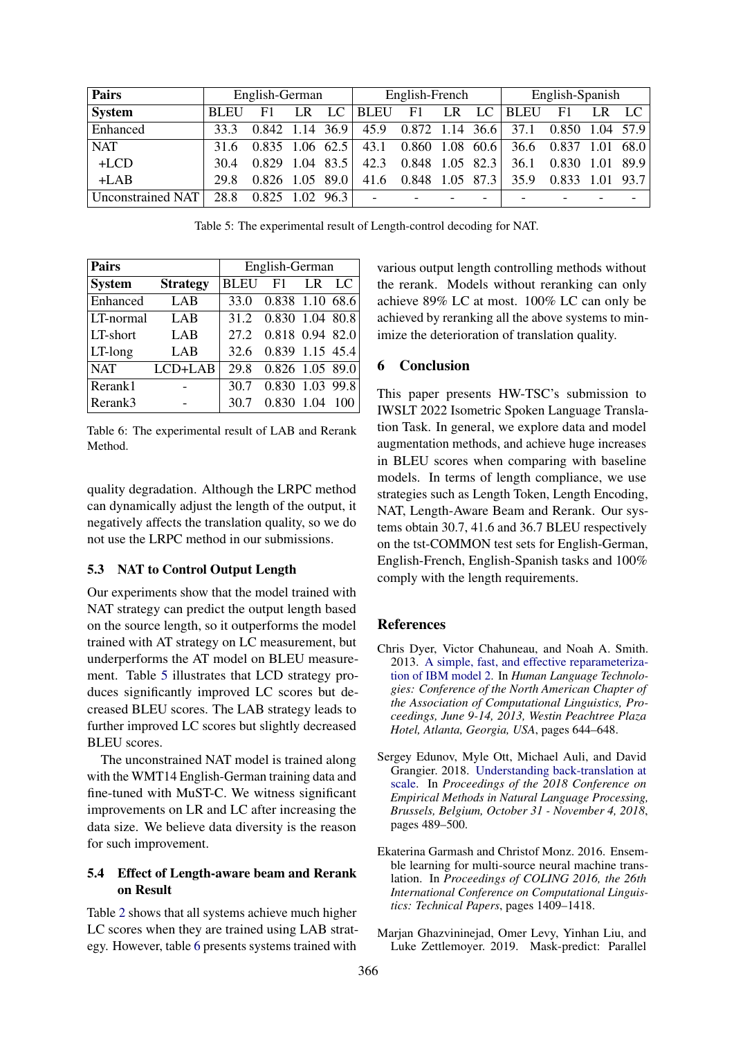| Pairs | English-German | | | | English-French | | | | English-Spanish | | | |
|---|---|---|---|---|---|---|---|---|---|---|---|---|
| System | BLEU | F1 | LR | LC | BLEU | F1 | LR | LC | BLEU | F1 | LR | LC |
| Enhanced | 33.3 | 0.842 | 1.14 | 36.9 | 45.9 | 0.872 | 1.14 | 36.6 | 37.1 | 0.850 | 1.04 | 57.9 |
| NAT | 31.6 | 0.835 | 1.06 | 62.5 | 43.1 | 0.860 | 1.08 | 60.6 | 36.6 | 0.837 | 1.01 | 68.0 |
| +LCD | 30.4 | 0.829 | 1.04 | 83.5 | 42.3 | 0.848 | 1.05 | 82.3 | 36.1 | 0.830 | 1.01 | 89.9 |
| +LAB | 29.8 | 0.826 | 1.05 | 89.0 | 41.6 | 0.848 | 1.05 | 87.3 | 35.9 | 0.833 | 1.01 | 93.7 |
| Unconstrained NAT | 28.8 | 0.825 | 1.02 | 96.3 | - | - | - | - | - | - | - | - |

Table 5: The experimental result of Length-control decoding for NAT.

| Pairs | | English-German | | | |
|---|---|---|---|---|---|
| System | Strategy | BLEU | F1 | LR | LC |
| Enhanced | LAB | 33.0 | 0.838 | 1.10 | 68.6 |
| LT-normal | LAB | 31.2 | 0.830 | 1.04 | 80.8 |
| LT-short | LAB | 27.2 | 0.818 | 0.94 | 82.0 |
| LT-long | LAB | 32.6 | 0.839 | 1.15 | 45.4 |
| NAT | LCD+LAB | 29.8 | 0.826 | 1.05 | 89.0 |
| Rerank1 | - | 30.7 | 0.830 | 1.03 | 99.8 |
| Rerank3 | - | 30.7 | 0.830 | 1.04 | 100 |

Table 6: The experimental result of LAB and Rerank Method.

quality degradation. Although the LRPC method can dynamically adjust the length of the output, it negatively affects the translation quality, so we do not use the LRPC method in our submissions.

### 5.3 NAT to Control Output Length

Our experiments show that the model trained with NAT strategy can predict the output length based on the source length, so it outperforms the model trained with AT strategy on LC measurement, but underperforms the AT model on BLEU measurement. Table 5 illustrates that LCD strategy produces significantly improved LC scores but decreased BLEU scores. The LAB strategy leads to further improved LC scores but slightly decreased BLEU scores.

The unconstrained NAT model is trained along with the WMT14 English-German training data and fine-tuned with MuST-C. We witness significant improvements on LR and LC after increasing the data size. We believe data diversity is the reason for such improvement.

### 5.4 Effect of Length-aware beam and Rerank on Result

Table 2 shows that all systems achieve much higher LC scores when they are trained using LAB strategy. However, table 6 presents systems trained with various output length controlling methods without the rerank. Models without reranking can only achieve 89% LC at most. 100% LC can only be achieved by reranking all the above systems to minimize the deterioration of translation quality.

## 6 Conclusion

This paper presents HW-TSC's submission to IWSLT 2022 Isometric Spoken Language Translation Task. In general, we explore data and model augmentation methods, and achieve huge increases in BLEU scores when comparing with baseline models. In terms of length compliance, we use strategies such as Length Token, Length Encoding, NAT, Length-Aware Beam and Rerank. Our systems obtain 30.7, 41.6 and 36.7 BLEU respectively on the tst-COMMON test sets for English-German, English-French, English-Spanish tasks and 100% comply with the length requirements.

## References

Chris Dyer, Victor Chahuneau, and Noah A. Smith. 2013. A simple, fast, and effective reparameterization of IBM model 2. In *Human Language Technologies: Conference of the North American Chapter of the Association of Computational Linguistics, Proceedings, June 9-14, 2013, Westin Peachtree Plaza Hotel, Atlanta, Georgia, USA*, pages 644–648.

Sergey Edunov, Myle Ott, Michael Auli, and David Grangier. 2018. Understanding back-translation at scale. In *Proceedings of the 2018 Conference on Empirical Methods in Natural Language Processing, Brussels, Belgium, October 31 - November 4, 2018*, pages 489–500.

Ekaterina Garmash and Christof Monz. 2016. Ensemble learning for multi-source neural machine translation. In *Proceedings of COLING 2016, the 26th International Conference on Computational Linguistics: Technical Papers*, pages 1409–1418.

Marjan Ghazvininejad, Omer Levy, Yinhan Liu, and Luke Zettlemoyer. 2019. Mask-predict: Parallel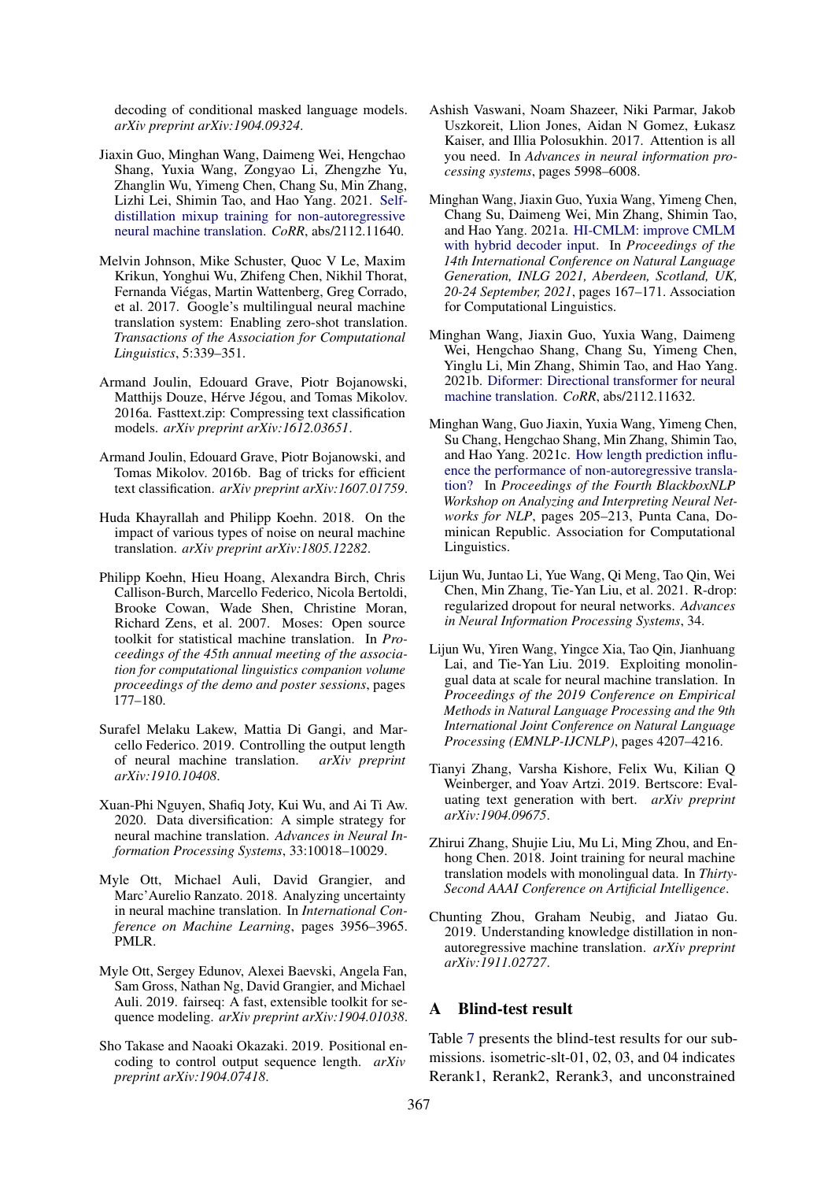decoding of conditional masked language models. *arXiv preprint arXiv:1904.09324*.

Jiaxin Guo, Minghan Wang, Daimeng Wei, Hengchao Shang, Yuxia Wang, Zongyao Li, Zhengzhe Yu, Zhanglin Wu, Yimeng Chen, Chang Su, Min Zhang, Lizhi Lei, Shimin Tao, and Hao Yang. 2021. Self-distillation mixup training for non-autoregressive neural machine translation. *CoRR*, abs/2112.11640.

Melvin Johnson, Mike Schuster, Quoc V Le, Maxim Krikun, Yonghui Wu, Zhifeng Chen, Nikhil Thorat, Fernanda Viégas, Martin Wattenberg, Greg Corrado, et al. 2017. Google's multilingual neural machine translation system: Enabling zero-shot translation. *Transactions of the Association for Computational Linguistics*, 5:339–351.

Armand Joulin, Edouard Grave, Piotr Bojanowski, Matthijs Douze, Hérve Jégou, and Tomas Mikolov. 2016a. Fasttext.zip: Compressing text classification models. *arXiv preprint arXiv:1612.03651*.

Armand Joulin, Edouard Grave, Piotr Bojanowski, and Tomas Mikolov. 2016b. Bag of tricks for efficient text classification. *arXiv preprint arXiv:1607.01759*.

Huda Khayrallah and Philipp Koehn. 2018. On the impact of various types of noise on neural machine translation. *arXiv preprint arXiv:1805.12282*.

Philipp Koehn, Hieu Hoang, Alexandra Birch, Chris Callison-Burch, Marcello Federico, Nicola Bertoldi, Brooke Cowan, Wade Shen, Christine Moran, Richard Zens, et al. 2007. Moses: Open source toolkit for statistical machine translation. In *Proceedings of the 45th annual meeting of the association for computational linguistics companion volume proceedings of the demo and poster sessions*, pages 177–180.

Surafel Melaku Lakew, Mattia Di Gangi, and Marcello Federico. 2019. Controlling the output length of neural machine translation. *arXiv preprint arXiv:1910.10408*.

Xuan-Phi Nguyen, Shafiq Joty, Kui Wu, and Ai Ti Aw. 2020. Data diversification: A simple strategy for neural machine translation. *Advances in Neural Information Processing Systems*, 33:10018–10029.

Myle Ott, Michael Auli, David Grangier, and Marc'Aurelio Ranzato. 2018. Analyzing uncertainty in neural machine translation. In *International Conference on Machine Learning*, pages 3956–3965. PMLR.

Myle Ott, Sergey Edunov, Alexei Baevski, Angela Fan, Sam Gross, Nathan Ng, David Grangier, and Michael Auli. 2019. fairseq: A fast, extensible toolkit for sequence modeling. *arXiv preprint arXiv:1904.01038*.

Sho Takase and Naoaki Okazaki. 2019. Positional encoding to control output sequence length. *arXiv preprint arXiv:1904.07418*.

Ashish Vaswani, Noam Shazeer, Niki Parmar, Jakob Uszkoreit, Llion Jones, Aidan N Gomez, Łukasz Kaiser, and Illia Polosukhin. 2017. Attention is all you need. In *Advances in neural information processing systems*, pages 5998–6008.

Minghan Wang, Jiaxin Guo, Yuxia Wang, Yimeng Chen, Chang Su, Daimeng Wei, Min Zhang, Shimin Tao, and Hao Yang. 2021a. HI-CMLM: improve CMLM with hybrid decoder input. In *Proceedings of the 14th International Conference on Natural Language Generation, INLG 2021, Aberdeen, Scotland, UK, 20-24 September, 2021*, pages 167–171. Association for Computational Linguistics.

Minghan Wang, Jiaxin Guo, Yuxia Wang, Daimeng Wei, Hengchao Shang, Chang Su, Yimeng Chen, Yinglu Li, Min Zhang, Shimin Tao, and Hao Yang. 2021b. Diformer: Directional transformer for neural machine translation. *CoRR*, abs/2112.11632.

Minghan Wang, Guo Jiaxin, Yuxia Wang, Yimeng Chen, Su Chang, Hengchao Shang, Min Zhang, Shimin Tao, and Hao Yang. 2021c. How length prediction influence the performance of non-autoregressive translation? In *Proceedings of the Fourth BlackboxNLP Workshop on Analyzing and Interpreting Neural Networks for NLP*, pages 205–213, Punta Cana, Dominican Republic. Association for Computational Linguistics.

Lijun Wu, Juntao Li, Yue Wang, Qi Meng, Tao Qin, Wei Chen, Min Zhang, Tie-Yan Liu, et al. 2021. R-drop: regularized dropout for neural networks. *Advances in Neural Information Processing Systems*, 34.

Lijun Wu, Yiren Wang, Yingce Xia, Tao Qin, Jianhuang Lai, and Tie-Yan Liu. 2019. Exploiting monolingual data at scale for neural machine translation. In *Proceedings of the 2019 Conference on Empirical Methods in Natural Language Processing and the 9th International Joint Conference on Natural Language Processing (EMNLP-IJCNLP)*, pages 4207–4216.

Tianyi Zhang, Varsha Kishore, Felix Wu, Kilian Q Weinberger, and Yoav Artzi. 2019. Bertscore: Evaluating text generation with bert. *arXiv preprint arXiv:1904.09675*.

Zhirui Zhang, Shujie Liu, Mu Li, Ming Zhou, and Enhong Chen. 2018. Joint training for neural machine translation models with monolingual data. In *Thirty-Second AAAI Conference on Artificial Intelligence*.

Chunting Zhou, Graham Neubig, and Jiatao Gu. 2019. Understanding knowledge distillation in non-autoregressive machine translation. *arXiv preprint arXiv:1911.02727*.

## A Blind-test result

Table 7 presents the blind-test results for our submissions. isometric-slt-01, 02, 03, and 04 indicates Rerank1, Rerank2, Rerank3, and unconstrained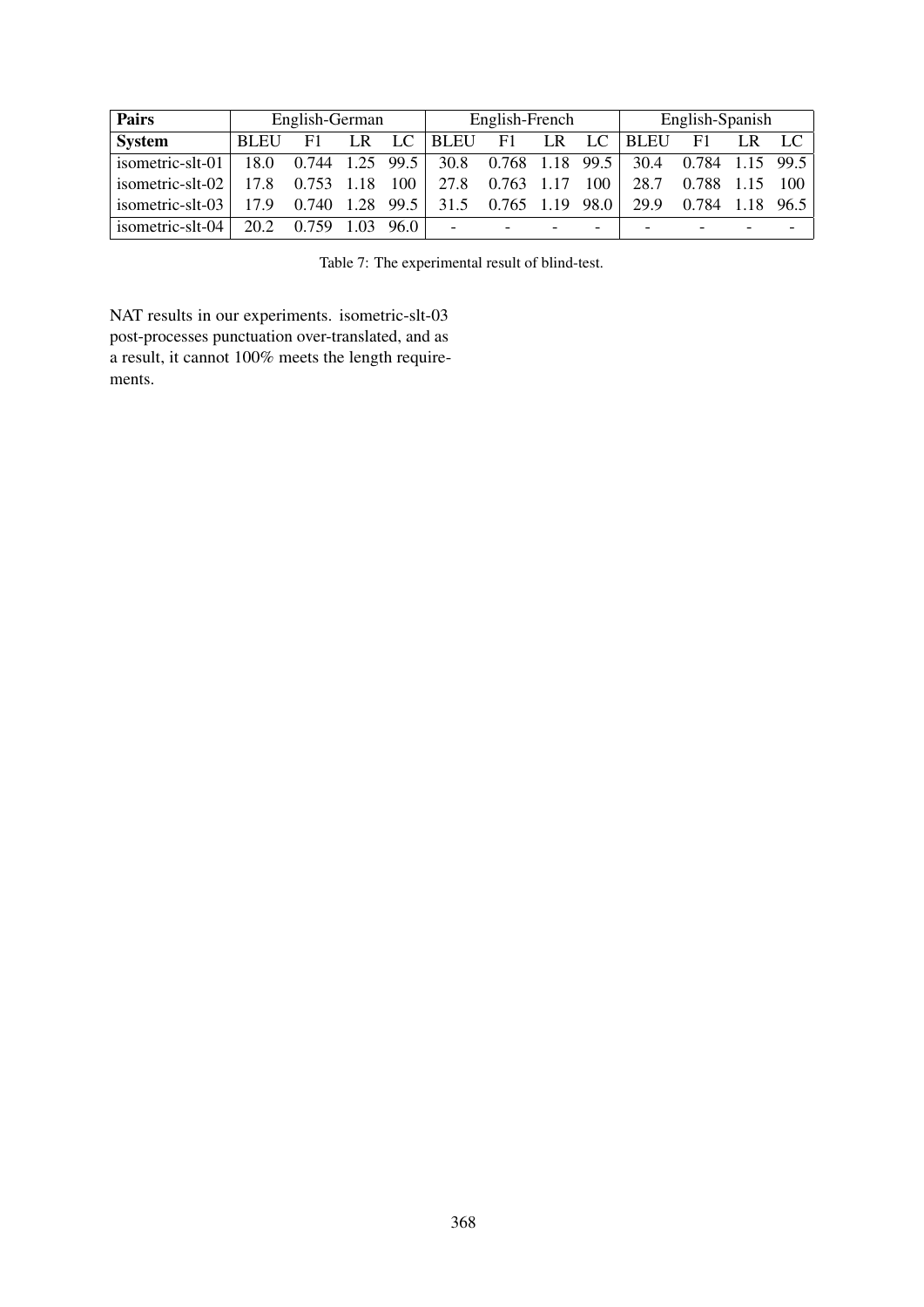| **Pairs** | English-German | | | | English-French | | | | English-Spanish | | | |
|---|---|---|---|---|---|---|---|---|---|---|---|---|
| **System** | BLEU | F1 | LR | LC | BLEU | F1 | LR | LC | BLEU | F1 | LR | LC |
| isometric-slt-01 | 18.0 | 0.744 | 1.25 | 99.5 | 30.8 | 0.768 | 1.18 | 99.5 | 30.4 | 0.784 | 1.15 | 99.5 |
| isometric-slt-02 | 17.8 | 0.753 | 1.18 | 100 | 27.8 | 0.763 | 1.17 | 100 | 28.7 | 0.788 | 1.15 | 100 |
| isometric-slt-03 | 17.9 | 0.740 | 1.28 | 99.5 | 31.5 | 0.765 | 1.19 | 98.0 | 29.9 | 0.784 | 1.18 | 96.5 |
| isometric-slt-04 | 20.2 | 0.759 | 1.03 | 96.0 | - | - | - | - | - | - | - | - |

Table 7: The experimental result of blind-test.

NAT results in our experiments. isometric-slt-03 post-processes punctuation over-translated, and as a result, it cannot 100% meets the length requirements.